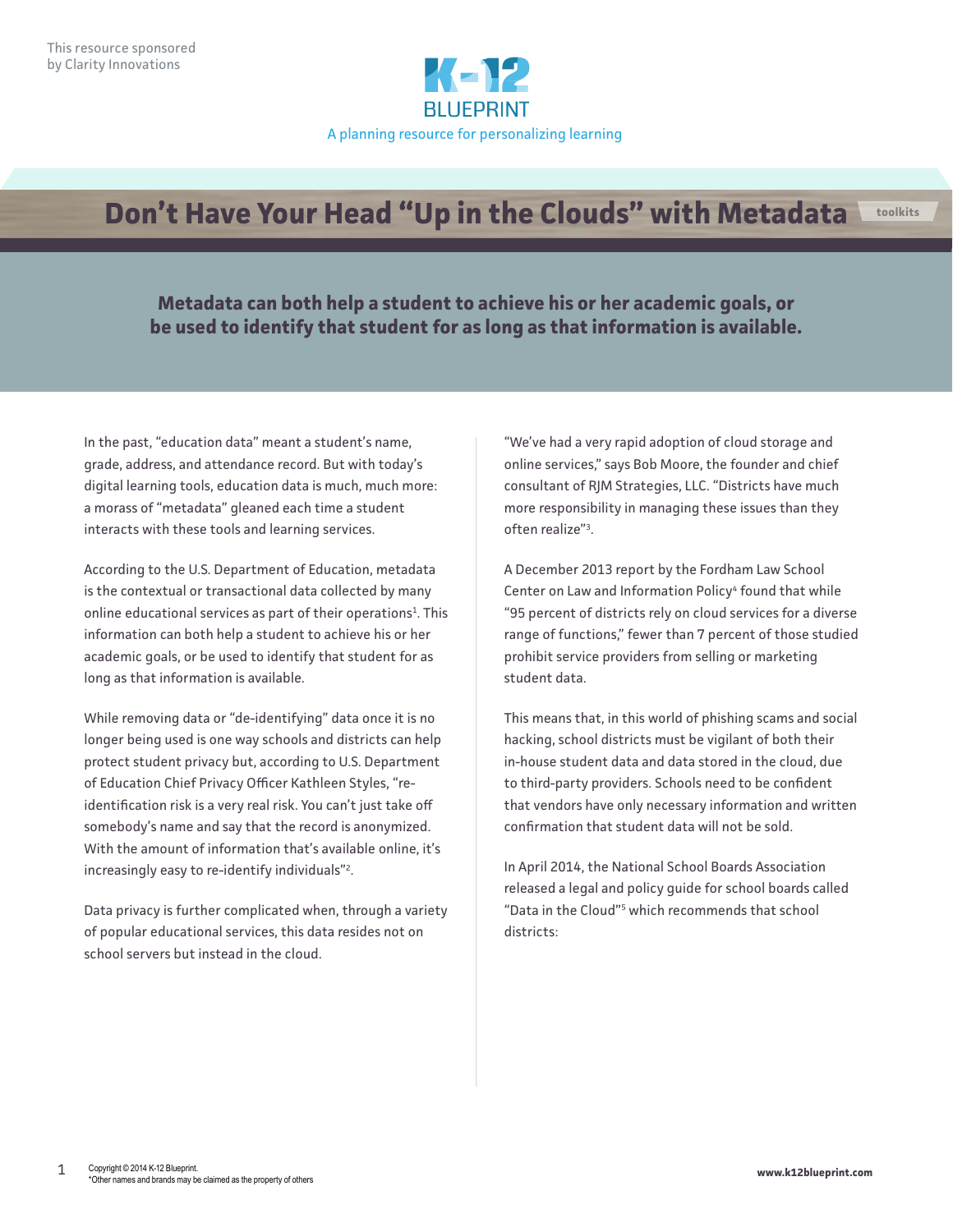This resource sponsored by Clarity Innovations

K-12 BLUEPRINT

A planning resource for personalizing learning

# Don't Have Your Head "Up in the Clouds" with Metadata

toolkits

**Metadata can both help a student to achieve his or her academic goals, or be used to identify that student for as long as that information is available.**

In the past, "education data" meant a student's name, grade, address, and attendance record. But with today's digital learning tools, education data is much, much more: a morass of "metadata" gleaned each time a student interacts with these tools and learning services.

According to the U.S. Department of Education, metadata is the contextual or transactional data collected by many online educational services as part of their operations[1]. This information can both help a student to achieve his or her academic goals, or be used to identify that student for as long as that information is available.

While removing data or "de-identifying" data once it is no longer being used is one way schools and districts can help protect student privacy but, according to U.S. Department of Education Chief Privacy Officer Kathleen Styles, "re-identification risk is a very real risk. You can't just take off somebody's name and say that the record is anonymized. With the amount of information that's available online, it's increasingly easy to re-identify individuals"[2].

Data privacy is further complicated when, through a variety of popular educational services, this data resides not on school servers but instead in the cloud.

"We've had a very rapid adoption of cloud storage and online services," says Bob Moore, the founder and chief consultant of RJM Strategies, LLC. "Districts have much more responsibility in managing these issues than they often realize"[3].

A December 2013 report by the Fordham Law School Center on Law and Information Policy[4] found that while "95 percent of districts rely on cloud services for a diverse range of functions," fewer than 7 percent of those studied prohibit service providers from selling or marketing student data.

This means that, in this world of phishing scams and social hacking, school districts must be vigilant of both their in-house student data and data stored in the cloud, due to third-party providers. Schools need to be confident that vendors have only necessary information and written confirmation that student data will not be sold.

In April 2014, the National School Boards Association released a legal and policy guide for school boards called "Data in the Cloud"[5] which recommends that school districts:

Copyright © 2014 K-12 Blueprint.
*Other names and brands may be claimed as the property of others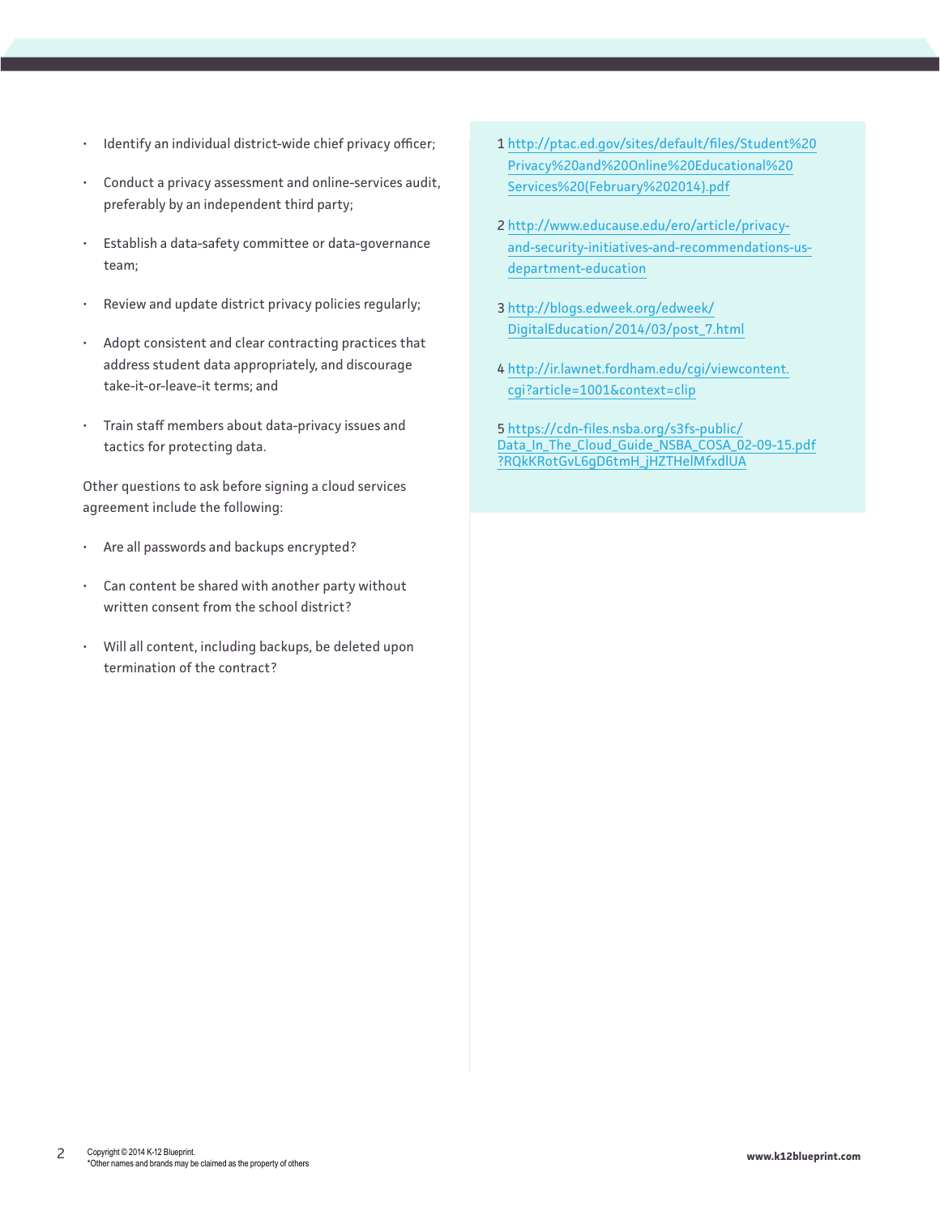- Identify an individual district-wide chief privacy officer;
- Conduct a privacy assessment and online-services audit, preferably by an independent third party;
- Establish a data-safety committee or data-governance team;
- Review and update district privacy policies regularly;
- Adopt consistent and clear contracting practices that address student data appropriately, and discourage take-it-or-leave-it terms; and
- Train staff members about data-privacy issues and tactics for protecting data.

Other questions to ask before signing a cloud services agreement include the following:

- Are all passwords and backups encrypted?
- Can content be shared with another party without written consent from the school district?
- Will all content, including backups, be deleted upon termination of the contract?

1 http://ptac.ed.gov/sites/default/files/Student%20Privacy%20and%20Online%20Educational%20Services%20(February%202014).pdf

2 http://www.educause.edu/ero/article/privacy-and-security-initiatives-and-recommendations-us-department-education

3 http://blogs.edweek.org/edweek/DigitalEducation/2014/03/post_7.html

4 http://ir.lawnet.fordham.edu/cgi/viewcontent.cgi?article=1001&context=clip

5 https://cdn-files.nsba.org/s3fs-public/Data_In_The_Cloud_Guide_NSBA_COSA_02-09-15.pdf?RQkKRotGvL6gD6tmH_jHZTHelMfxdlUA

Copyright © 2014 K-12 Blueprint.
*Other names and brands may be claimed as the property of others

www.k12blueprint.com